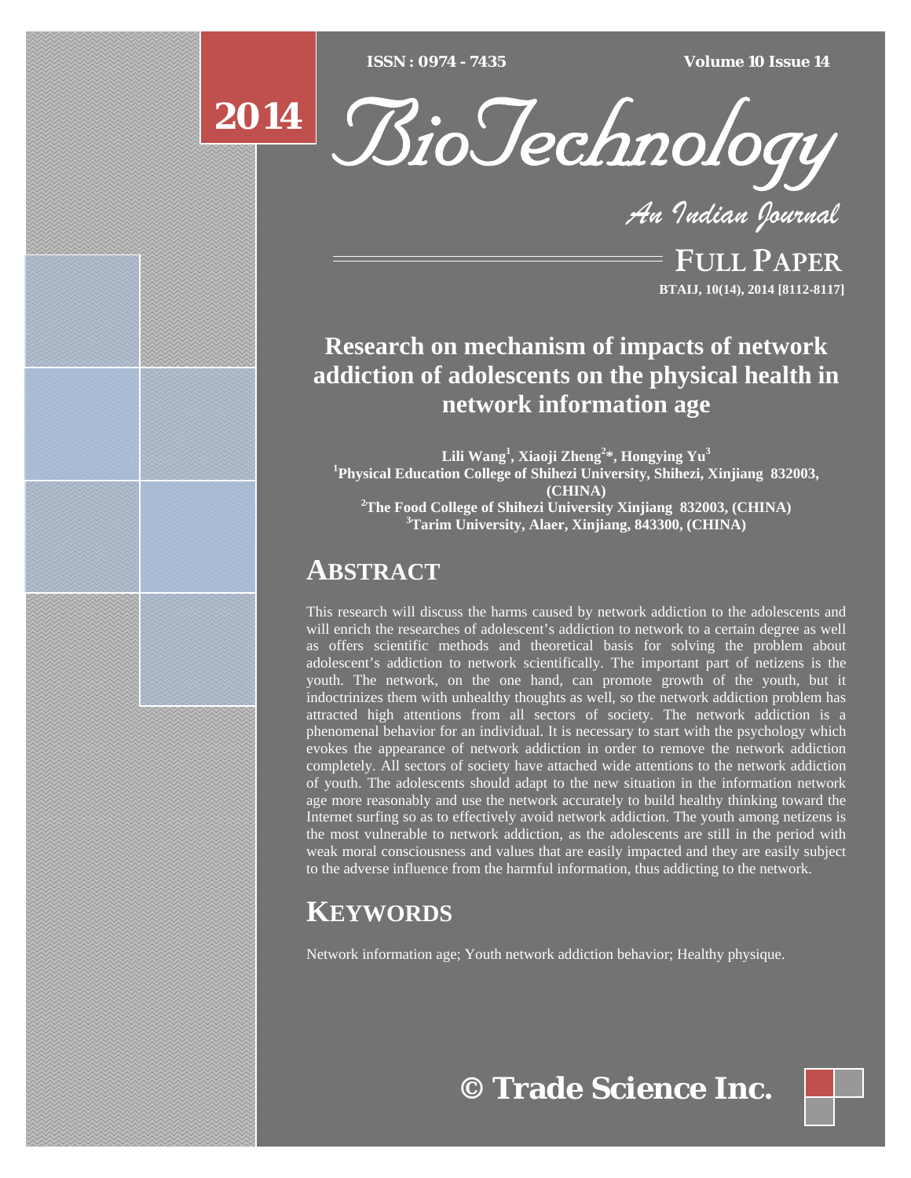# Research on mechanism of impacts of network addiction of adolescents on the physical health in network information age

**Lili Wang[1], Xiaoji Zheng[2]*, Hongying Yu[3]**

[1]Physical Education College of Shihezi University, Shihezi, Xinjiang 832003, (CHINA)
[2]The Food College of Shihezi University Xinjiang 832003, (CHINA)
[3]Tarim University, Alaer, Xinjiang, 843300, (CHINA)

## ABSTRACT

This research will discuss the harms caused by network addiction to the adolescents and will enrich the researches of adolescent's addiction to network to a certain degree as well as offers scientific methods and theoretical basis for solving the problem about adolescent's addiction to network scientifically. The important part of netizens is the youth. The network, on the one hand, can promote growth of the youth, but it indoctrinizes them with unhealthy thoughts as well, so the network addiction problem has attracted high attentions from all sectors of society. The network addiction is a phenomenal behavior for an individual. It is necessary to start with the psychology which evokes the appearance of network addiction in order to remove the network addiction completely. All sectors of society have attached wide attentions to the network addiction of youth. The adolescents should adapt to the new situation in the information network age more reasonably and use the network accurately to build healthy thinking toward the Internet surfing so as to effectively avoid network addiction. The youth among netizens is the most vulnerable to network addiction, as the adolescents are still in the period with weak moral consciousness and values that are easily impacted and they are easily subject to the adverse influence from the harmful information, thus addicting to the network.

## KEYWORDS

Network information age; Youth network addiction behavior; Healthy physique.

© Trade Science Inc.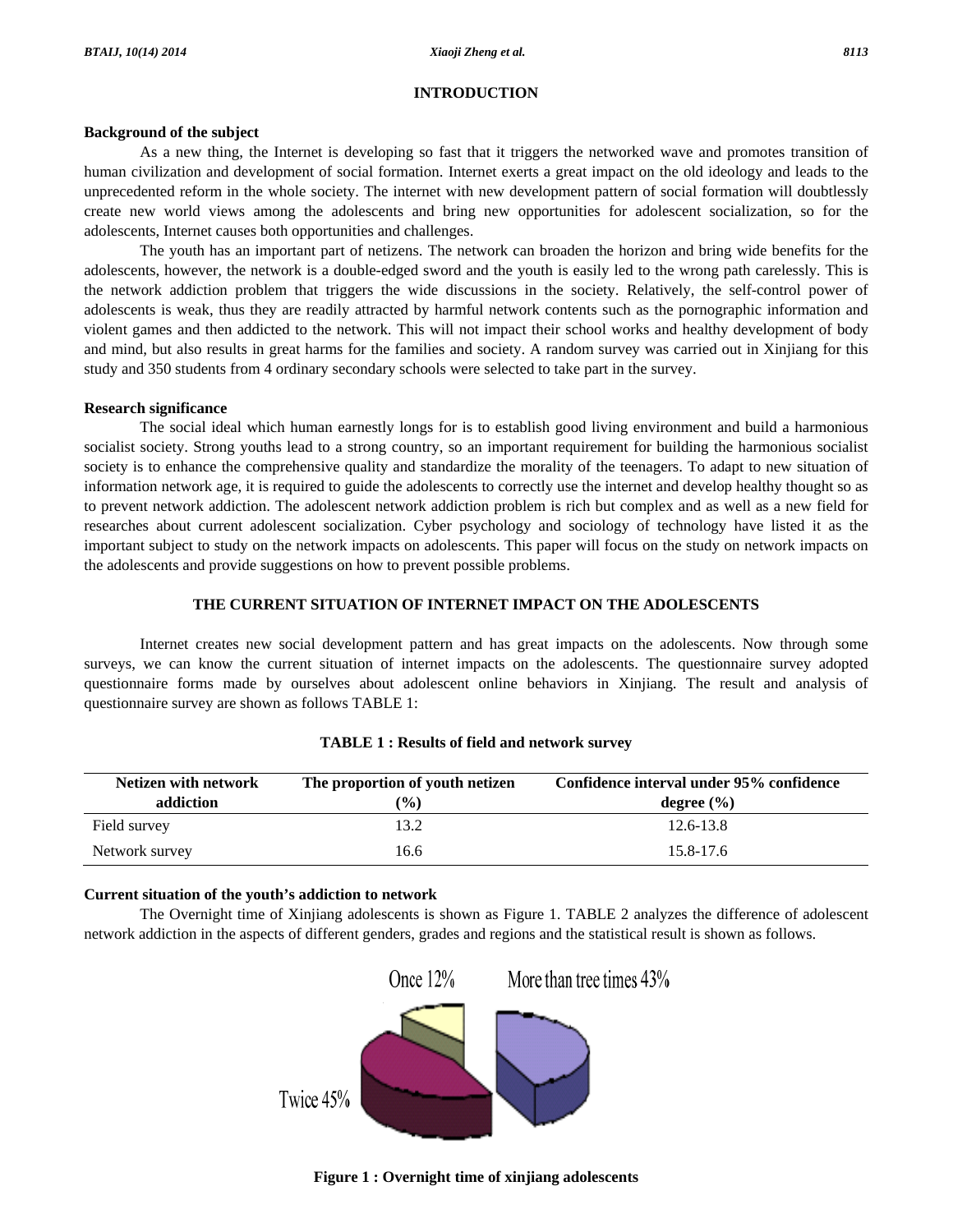## INTRODUCTION

### Background of the subject

As a new thing, the Internet is developing so fast that it triggers the networked wave and promotes transition of human civilization and development of social formation. Internet exerts a great impact on the old ideology and leads to the unprecedented reform in the whole society. The internet with new development pattern of social formation will doubtlessly create new world views among the adolescents and bring new opportunities for adolescent socialization, so for the adolescents, Internet causes both opportunities and challenges.

The youth has an important part of netizens. The network can broaden the horizon and bring wide benefits for the adolescents, however, the network is a double-edged sword and the youth is easily led to the wrong path carelessly. This is the network addiction problem that triggers the wide discussions in the society. Relatively, the self-control power of adolescents is weak, thus they are readily attracted by harmful network contents such as the pornographic information and violent games and then addicted to the network. This will not impact their school works and healthy development of body and mind, but also results in great harms for the families and society. A random survey was carried out in Xinjiang for this study and 350 students from 4 ordinary secondary schools were selected to take part in the survey.

### Research significance

The social ideal which human earnestly longs for is to establish good living environment and build a harmonious socialist society. Strong youths lead to a strong country, so an important requirement for building the harmonious socialist society is to enhance the comprehensive quality and standardize the morality of the teenagers. To adapt to new situation of information network age, it is required to guide the adolescents to correctly use the internet and develop healthy thought so as to prevent network addiction. The adolescent network addiction problem is rich but complex and as well as a new field for researches about current adolescent socialization. Cyber psychology and sociology of technology have listed it as the important subject to study on the network impacts on adolescents. This paper will focus on the study on network impacts on the adolescents and provide suggestions on how to prevent possible problems.

## THE CURRENT SITUATION OF INTERNET IMPACT ON THE ADOLESCENTS

Internet creates new social development pattern and has great impacts on the adolescents. Now through some surveys, we can know the current situation of internet impacts on the adolescents. The questionnaire survey adopted questionnaire forms made by ourselves about adolescent online behaviors in Xinjiang. The result and analysis of questionnaire survey are shown as follows TABLE 1:

**TABLE 1 : Results of field and network survey**

| Netizen with network addiction | The proportion of youth netizen (%) | Confidence interval under 95% confidence degree (%) |
|---|---|---|
| Field survey | 13.2 | 12.6-13.8 |
| Network survey | 16.6 | 15.8-17.6 |

### Current situation of the youth's addiction to network

The Overnight time of Xinjiang adolescents is shown as Figure 1. TABLE 2 analyzes the difference of adolescent network addiction in the aspects of different genders, grades and regions and the statistical result is shown as follows.

Once 12% More than tree times 43% Twice 45%

**Figure 1 : Overnight time of xinjiang adolescents**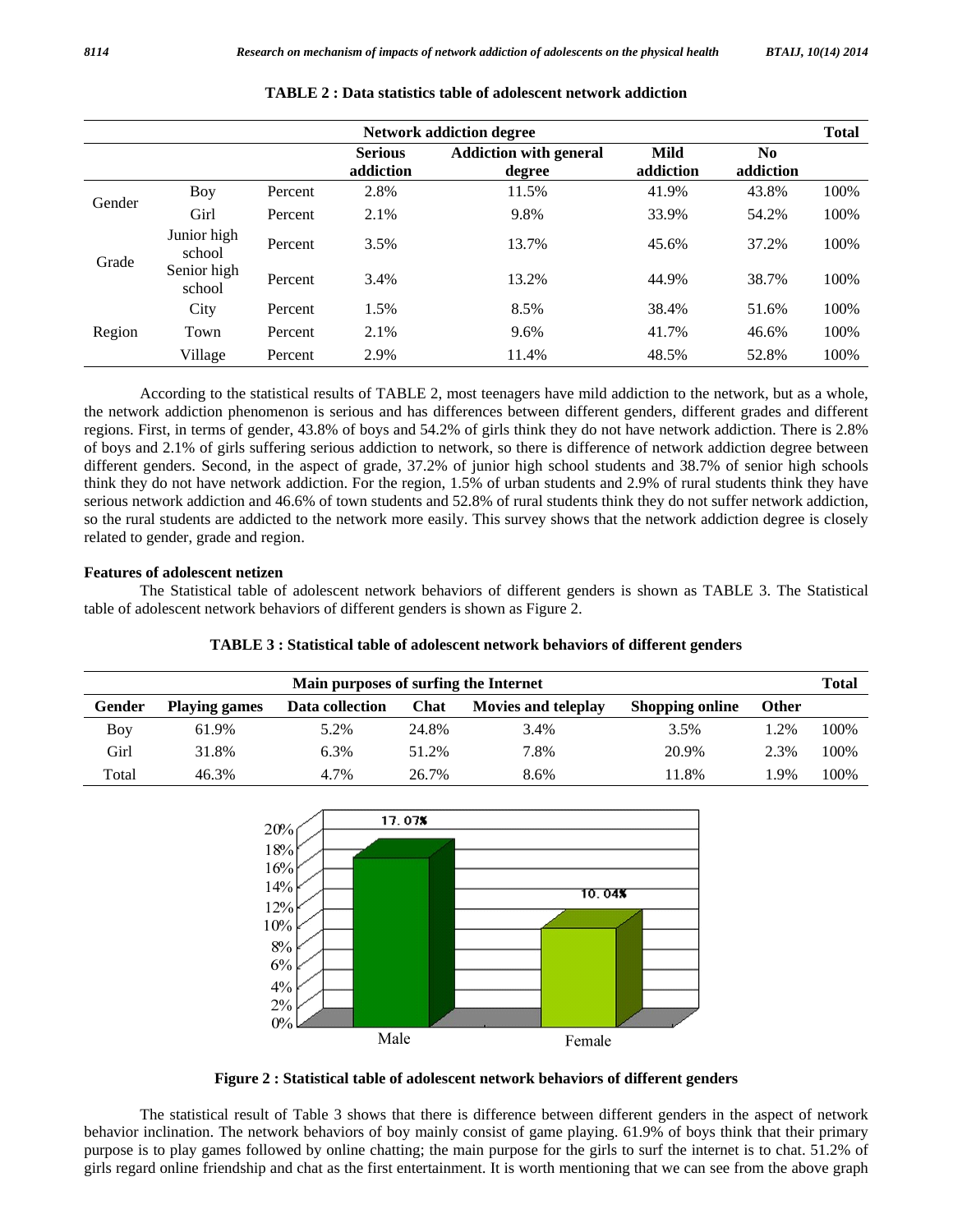**TABLE 2 : Data statistics table of adolescent network addiction**

| | | | Network addiction degree | | | | Total |
|---|---|---|---|---|---|---|---|
| | | | Serious addiction | Addiction with general degree | Mild addiction | No addiction | |
| Gender | Boy | Percent | 2.8% | 11.5% | 41.9% | 43.8% | 100% |
| | Girl | Percent | 2.1% | 9.8% | 33.9% | 54.2% | 100% |
| Grade | Junior high school | Percent | 3.5% | 13.7% | 45.6% | 37.2% | 100% |
| | Senior high school | Percent | 3.4% | 13.2% | 44.9% | 38.7% | 100% |
| Region | City | Percent | 1.5% | 8.5% | 38.4% | 51.6% | 100% |
| | Town | Percent | 2.1% | 9.6% | 41.7% | 46.6% | 100% |
| | Village | Percent | 2.9% | 11.4% | 48.5% | 52.8% | 100% |

According to the statistical results of TABLE 2, most teenagers have mild addiction to the network, but as a whole, the network addiction phenomenon is serious and has differences between different genders, different grades and different regions. First, in terms of gender, 43.8% of boys and 54.2% of girls think they do not have network addiction. There is 2.8% of boys and 2.1% of girls suffering serious addiction to network, so there is difference of network addiction degree between different genders. Second, in the aspect of grade, 37.2% of junior high school students and 38.7% of senior high schools think they do not have network addiction. For the region, 1.5% of urban students and 2.9% of rural students think they have serious network addiction and 46.6% of town students and 52.8% of rural students think they do not suffer network addiction, so the rural students are addicted to the network more easily. This survey shows that the network addiction degree is closely related to gender, grade and region.

**Features of adolescent netizen**

The Statistical table of adolescent network behaviors of different genders is shown as TABLE 3. The Statistical table of adolescent network behaviors of different genders is shown as Figure 2.

**TABLE 3 : Statistical table of adolescent network behaviors of different genders**

| | Main purposes of surfing the Internet | | | | | | Total |
|---|---|---|---|---|---|---|---|
| Gender | Playing games | Data collection | Chat | Movies and teleplay | Shopping online | Other | |
| Boy | 61.9% | 5.2% | 24.8% | 3.4% | 3.5% | 1.2% | 100% |
| Girl | 31.8% | 6.3% | 51.2% | 7.8% | 20.9% | 2.3% | 100% |
| Total | 46.3% | 4.7% | 26.7% | 8.6% | 11.8% | 1.9% | 100% |

**Figure 2 : Statistical table of adolescent network behaviors of different genders**

The statistical result of Table 3 shows that there is difference between different genders in the aspect of network behavior inclination. The network behaviors of boy mainly consist of game playing. 61.9% of boys think that their primary purpose is to play games followed by online chatting; the main purpose for the girls to surf the internet is to chat. 51.2% of girls regard online friendship and chat as the first entertainment. It is worth mentioning that we can see from the above graph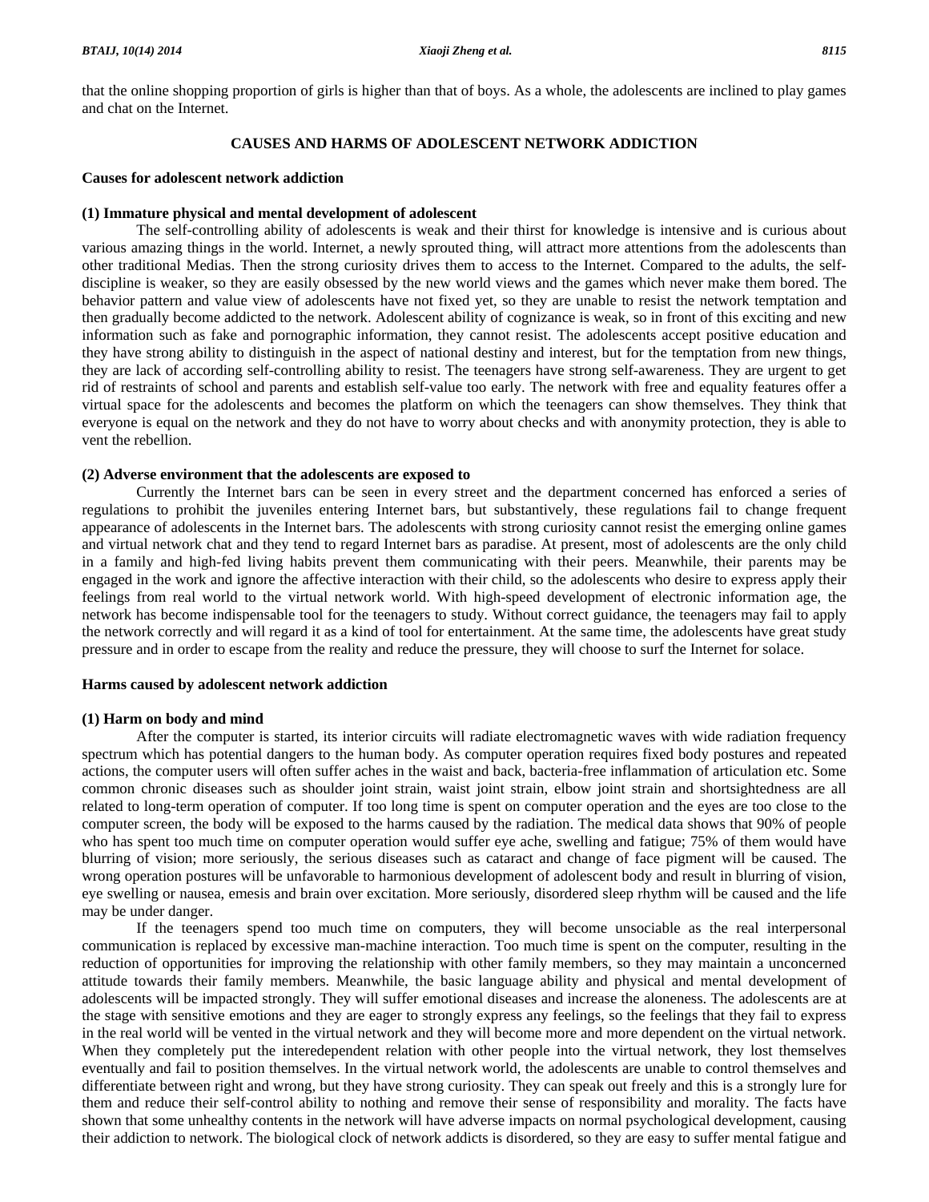that the online shopping proportion of girls is higher than that of boys. As a whole, the adolescents are inclined to play games and chat on the Internet.

## CAUSES AND HARMS OF ADOLESCENT NETWORK ADDICTION

### Causes for adolescent network addiction

#### (1) Immature physical and mental development of adolescent

The self-controlling ability of adolescents is weak and their thirst for knowledge is intensive and is curious about various amazing things in the world. Internet, a newly sprouted thing, will attract more attentions from the adolescents than other traditional Medias. Then the strong curiosity drives them to access to the Internet. Compared to the adults, the self-discipline is weaker, so they are easily obsessed by the new world views and the games which never make them bored. The behavior pattern and value view of adolescents have not fixed yet, so they are unable to resist the network temptation and then gradually become addicted to the network. Adolescent ability of cognizance is weak, so in front of this exciting and new information such as fake and pornographic information, they cannot resist. The adolescents accept positive education and they have strong ability to distinguish in the aspect of national destiny and interest, but for the temptation from new things, they are lack of according self-controlling ability to resist. The teenagers have strong self-awareness. They are urgent to get rid of restraints of school and parents and establish self-value too early. The network with free and equality features offer a virtual space for the adolescents and becomes the platform on which the teenagers can show themselves. They think that everyone is equal on the network and they do not have to worry about checks and with anonymity protection, they is able to vent the rebellion.

#### (2) Adverse environment that the adolescents are exposed to

Currently the Internet bars can be seen in every street and the department concerned has enforced a series of regulations to prohibit the juveniles entering Internet bars, but substantively, these regulations fail to change frequent appearance of adolescents in the Internet bars. The adolescents with strong curiosity cannot resist the emerging online games and virtual network chat and they tend to regard Internet bars as paradise. At present, most of adolescents are the only child in a family and high-fed living habits prevent them communicating with their peers. Meanwhile, their parents may be engaged in the work and ignore the affective interaction with their child, so the adolescents who desire to express apply their feelings from real world to the virtual network world. With high-speed development of electronic information age, the network has become indispensable tool for the teenagers to study. Without correct guidance, the teenagers may fail to apply the network correctly and will regard it as a kind of tool for entertainment. At the same time, the adolescents have great study pressure and in order to escape from the reality and reduce the pressure, they will choose to surf the Internet for solace.

### Harms caused by adolescent network addiction

#### (1) Harm on body and mind

After the computer is started, its interior circuits will radiate electromagnetic waves with wide radiation frequency spectrum which has potential dangers to the human body. As computer operation requires fixed body postures and repeated actions, the computer users will often suffer aches in the waist and back, bacteria-free inflammation of articulation etc. Some common chronic diseases such as shoulder joint strain, waist joint strain, elbow joint strain and shortsightedness are all related to long-term operation of computer. If too long time is spent on computer operation and the eyes are too close to the computer screen, the body will be exposed to the harms caused by the radiation. The medical data shows that 90% of people who has spent too much time on computer operation would suffer eye ache, swelling and fatigue; 75% of them would have blurring of vision; more seriously, the serious diseases such as cataract and change of face pigment will be caused. The wrong operation postures will be unfavorable to harmonious development of adolescent body and result in blurring of vision, eye swelling or nausea, emesis and brain over excitation. More seriously, disordered sleep rhythm will be caused and the life may be under danger.

If the teenagers spend too much time on computers, they will become unsociable as the real interpersonal communication is replaced by excessive man-machine interaction. Too much time is spent on the computer, resulting in the reduction of opportunities for improving the relationship with other family members, so they may maintain a unconcerned attitude towards their family members. Meanwhile, the basic language ability and physical and mental development of adolescents will be impacted strongly. They will suffer emotional diseases and increase the aloneness. The adolescents are at the stage with sensitive emotions and they are eager to strongly express any feelings, so the feelings that they fail to express in the real world will be vented in the virtual network and they will become more and more dependent on the virtual network. When they completely put the interedependent relation with other people into the virtual network, they lost themselves eventually and fail to position themselves. In the virtual network world, the adolescents are unable to control themselves and differentiate between right and wrong, but they have strong curiosity. They can speak out freely and this is a strongly lure for them and reduce their self-control ability to nothing and remove their sense of responsibility and morality. The facts have shown that some unhealthy contents in the network will have adverse impacts on normal psychological development, causing their addiction to network. The biological clock of network addicts is disordered, so they are easy to suffer mental fatigue and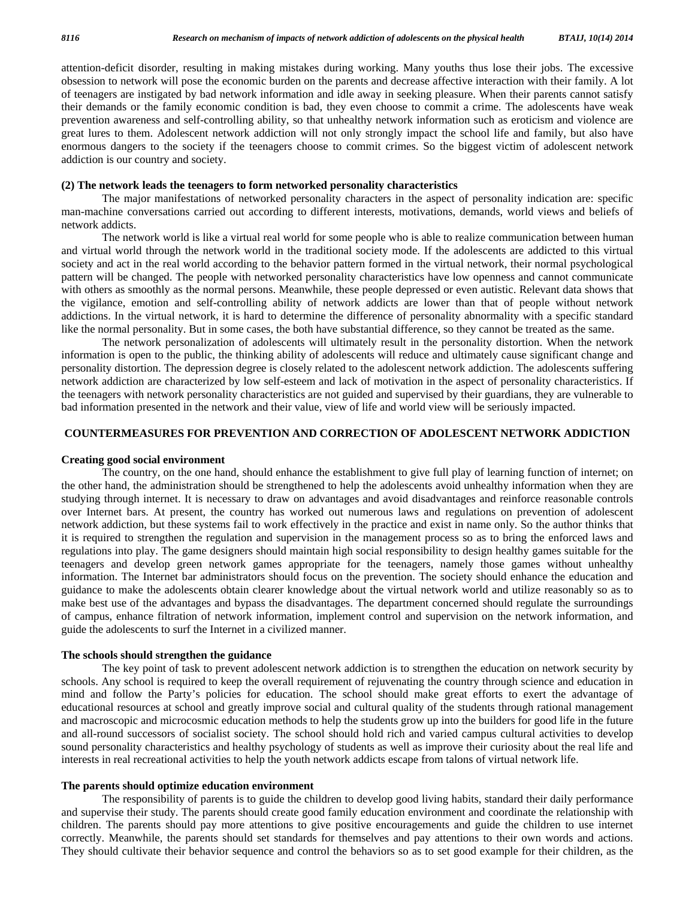attention-deficit disorder, resulting in making mistakes during working. Many youths thus lose their jobs. The excessive obsession to network will pose the economic burden on the parents and decrease affective interaction with their family. A lot of teenagers are instigated by bad network information and idle away in seeking pleasure. When their parents cannot satisfy their demands or the family economic condition is bad, they even choose to commit a crime. The adolescents have weak prevention awareness and self-controlling ability, so that unhealthy network information such as eroticism and violence are great lures to them. Adolescent network addiction will not only strongly impact the school life and family, but also have enormous dangers to the society if the teenagers choose to commit crimes. So the biggest victim of adolescent network addiction is our country and society.

**(2) The network leads the teenagers to form networked personality characteristics**

The major manifestations of networked personality characters in the aspect of personality indication are: specific man-machine conversations carried out according to different interests, motivations, demands, world views and beliefs of network addicts.

The network world is like a virtual real world for some people who is able to realize communication between human and virtual world through the network world in the traditional society mode. If the adolescents are addicted to this virtual society and act in the real world according to the behavior pattern formed in the virtual network, their normal psychological pattern will be changed. The people with networked personality characteristics have low openness and cannot communicate with others as smoothly as the normal persons. Meanwhile, these people depressed or even autistic. Relevant data shows that the vigilance, emotion and self-controlling ability of network addicts are lower than that of people without network addictions. In the virtual network, it is hard to determine the difference of personality abnormality with a specific standard like the normal personality. But in some cases, the both have substantial difference, so they cannot be treated as the same.

The network personalization of adolescents will ultimately result in the personality distortion. When the network information is open to the public, the thinking ability of adolescents will reduce and ultimately cause significant change and personality distortion. The depression degree is closely related to the adolescent network addiction. The adolescents suffering network addiction are characterized by low self-esteem and lack of motivation in the aspect of personality characteristics. If the teenagers with network personality characteristics are not guided and supervised by their guardians, they are vulnerable to bad information presented in the network and their value, view of life and world view will be seriously impacted.

## COUNTERMEASURES FOR PREVENTION AND CORRECTION OF ADOLESCENT NETWORK ADDICTION

### Creating good social environment

The country, on the one hand, should enhance the establishment to give full play of learning function of internet; on the other hand, the administration should be strengthened to help the adolescents avoid unhealthy information when they are studying through internet. It is necessary to draw on advantages and avoid disadvantages and reinforce reasonable controls over Internet bars. At present, the country has worked out numerous laws and regulations on prevention of adolescent network addiction, but these systems fail to work effectively in the practice and exist in name only. So the author thinks that it is required to strengthen the regulation and supervision in the management process so as to bring the enforced laws and regulations into play. The game designers should maintain high social responsibility to design healthy games suitable for the teenagers and develop green network games appropriate for the teenagers, namely those games without unhealthy information. The Internet bar administrators should focus on the prevention. The society should enhance the education and guidance to make the adolescents obtain clearer knowledge about the virtual network world and utilize reasonably so as to make best use of the advantages and bypass the disadvantages. The department concerned should regulate the surroundings of campus, enhance filtration of network information, implement control and supervision on the network information, and guide the adolescents to surf the Internet in a civilized manner.

### The schools should strengthen the guidance

The key point of task to prevent adolescent network addiction is to strengthen the education on network security by schools. Any school is required to keep the overall requirement of rejuvenating the country through science and education in mind and follow the Party's policies for education. The school should make great efforts to exert the advantage of educational resources at school and greatly improve social and cultural quality of the students through rational management and macroscopic and microcosmic education methods to help the students grow up into the builders for good life in the future and all-round successors of socialist society. The school should hold rich and varied campus cultural activities to develop sound personality characteristics and healthy psychology of students as well as improve their curiosity about the real life and interests in real recreational activities to help the youth network addicts escape from talons of virtual network life.

### The parents should optimize education environment

The responsibility of parents is to guide the children to develop good living habits, standard their daily performance and supervise their study. The parents should create good family education environment and coordinate the relationship with children. The parents should pay more attentions to give positive encouragements and guide the children to use internet correctly. Meanwhile, the parents should set standards for themselves and pay attentions to their own words and actions. They should cultivate their behavior sequence and control the behaviors so as to set good example for their children, as the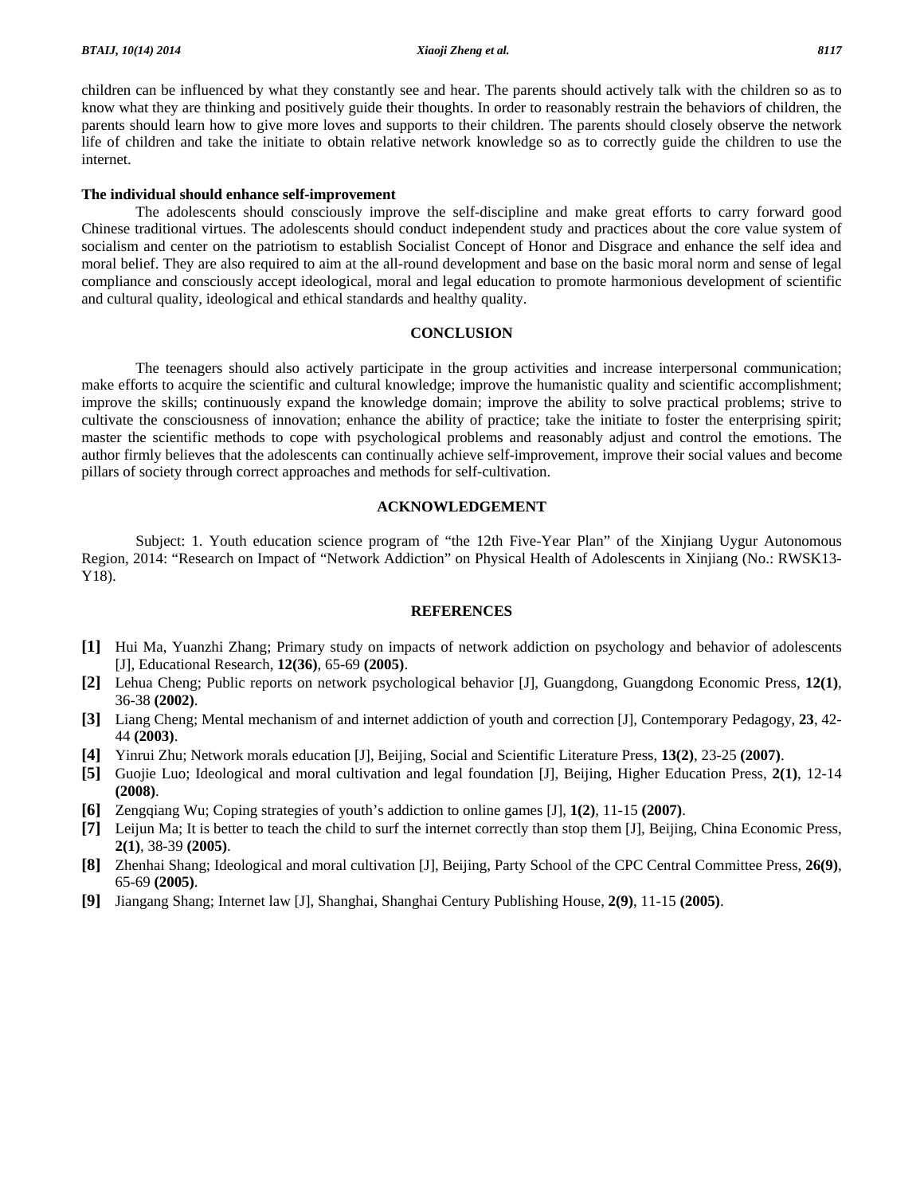children can be influenced by what they constantly see and hear. The parents should actively talk with the children so as to know what they are thinking and positively guide their thoughts. In order to reasonably restrain the behaviors of children, the parents should learn how to give more loves and supports to their children. The parents should closely observe the network life of children and take the initiate to obtain relative network knowledge so as to correctly guide the children to use the internet.

**The individual should enhance self-improvement**

The adolescents should consciously improve the self-discipline and make great efforts to carry forward good Chinese traditional virtues. The adolescents should conduct independent study and practices about the core value system of socialism and center on the patriotism to establish Socialist Concept of Honor and Disgrace and enhance the self idea and moral belief. They are also required to aim at the all-round development and base on the basic moral norm and sense of legal compliance and consciously accept ideological, moral and legal education to promote harmonious development of scientific and cultural quality, ideological and ethical standards and healthy quality.

## CONCLUSION

The teenagers should also actively participate in the group activities and increase interpersonal communication; make efforts to acquire the scientific and cultural knowledge; improve the humanistic quality and scientific accomplishment; improve the skills; continuously expand the knowledge domain; improve the ability to solve practical problems; strive to cultivate the consciousness of innovation; enhance the ability of practice; take the initiate to foster the enterprising spirit; master the scientific methods to cope with psychological problems and reasonably adjust and control the emotions. The author firmly believes that the adolescents can continually achieve self-improvement, improve their social values and become pillars of society through correct approaches and methods for self-cultivation.

## ACKNOWLEDGEMENT

Subject: 1. Youth education science program of “the 12th Five-Year Plan” of the Xinjiang Uygur Autonomous Region, 2014: “Research on Impact of “Network Addiction” on Physical Health of Adolescents in Xinjiang (No.: RWSK13-Y18).

## REFERENCES

- **[1]** Hui Ma, Yuanzhi Zhang; Primary study on impacts of network addiction on psychology and behavior of adolescents [J], Educational Research, **12(36)**, 65-69 **(2005)**.
- **[2]** Lehua Cheng; Public reports on network psychological behavior [J], Guangdong, Guangdong Economic Press, **12(1)**, 36-38 **(2002)**.
- **[3]** Liang Cheng; Mental mechanism of and internet addiction of youth and correction [J], Contemporary Pedagogy, **23**, 42-44 **(2003)**.
- **[4]** Yinrui Zhu; Network morals education [J], Beijing, Social and Scientific Literature Press, **13(2)**, 23-25 **(2007)**.
- **[5]** Guojie Luo; Ideological and moral cultivation and legal foundation [J], Beijing, Higher Education Press, **2(1)**, 12-14 **(2008)**.
- **[6]** Zengqiang Wu; Coping strategies of youth’s addiction to online games [J], **1(2)**, 11-15 **(2007)**.
- **[7]** Leijun Ma; It is better to teach the child to surf the internet correctly than stop them [J], Beijing, China Economic Press, **2(1)**, 38-39 **(2005)**.
- **[8]** Zhenhai Shang; Ideological and moral cultivation [J], Beijing, Party School of the CPC Central Committee Press, **26(9)**, 65-69 **(2005)**.
- **[9]** Jiangang Shang; Internet law [J], Shanghai, Shanghai Century Publishing House, **2(9)**, 11-15 **(2005)**.